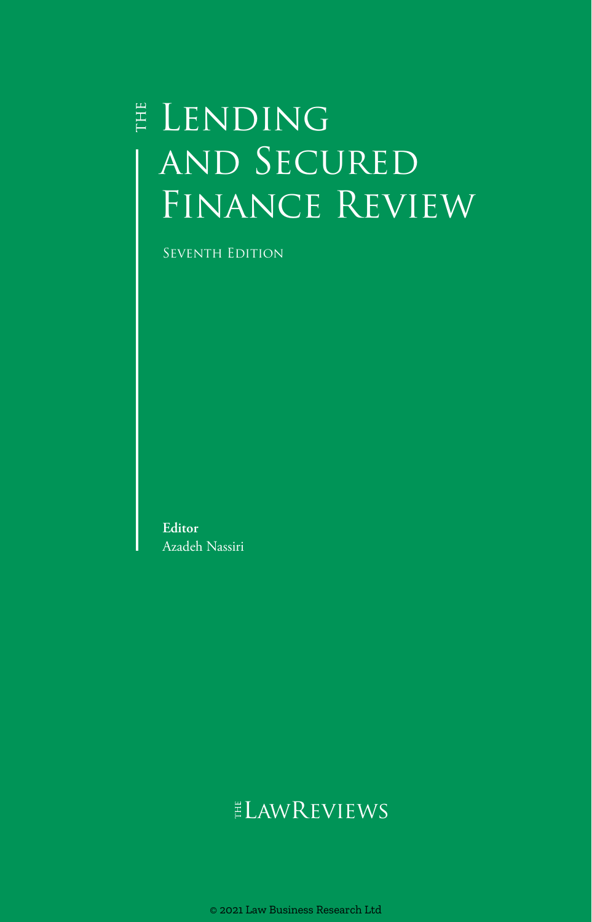# The Lending and Secured Finance Review

Seventh Edition

**Editor**
Azadeh Nassiri

The LawReviews

© 2021 Law Business Research Ltd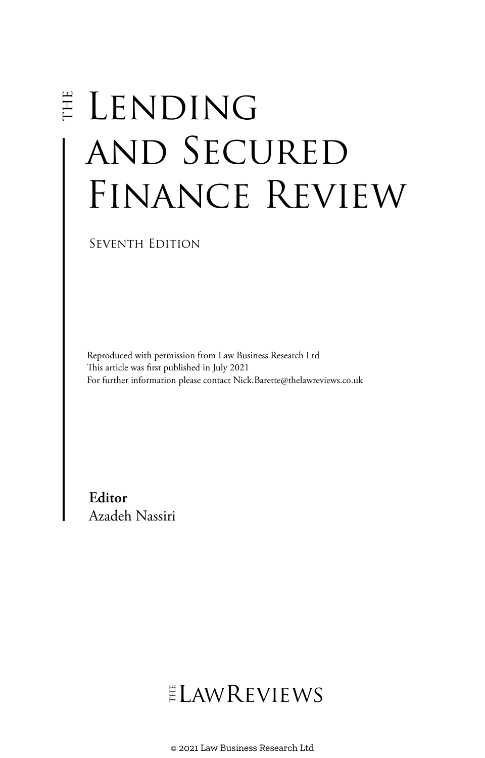# The Lending and Secured Finance Review

Seventh Edition

Reproduced with permission from Law Business Research Ltd
This article was first published in July 2021
For further information please contact Nick.Barette@thelawreviews.co.uk

**Editor**
Azadeh Nassiri

THE LAWREVIEWS

© 2021 Law Business Research Ltd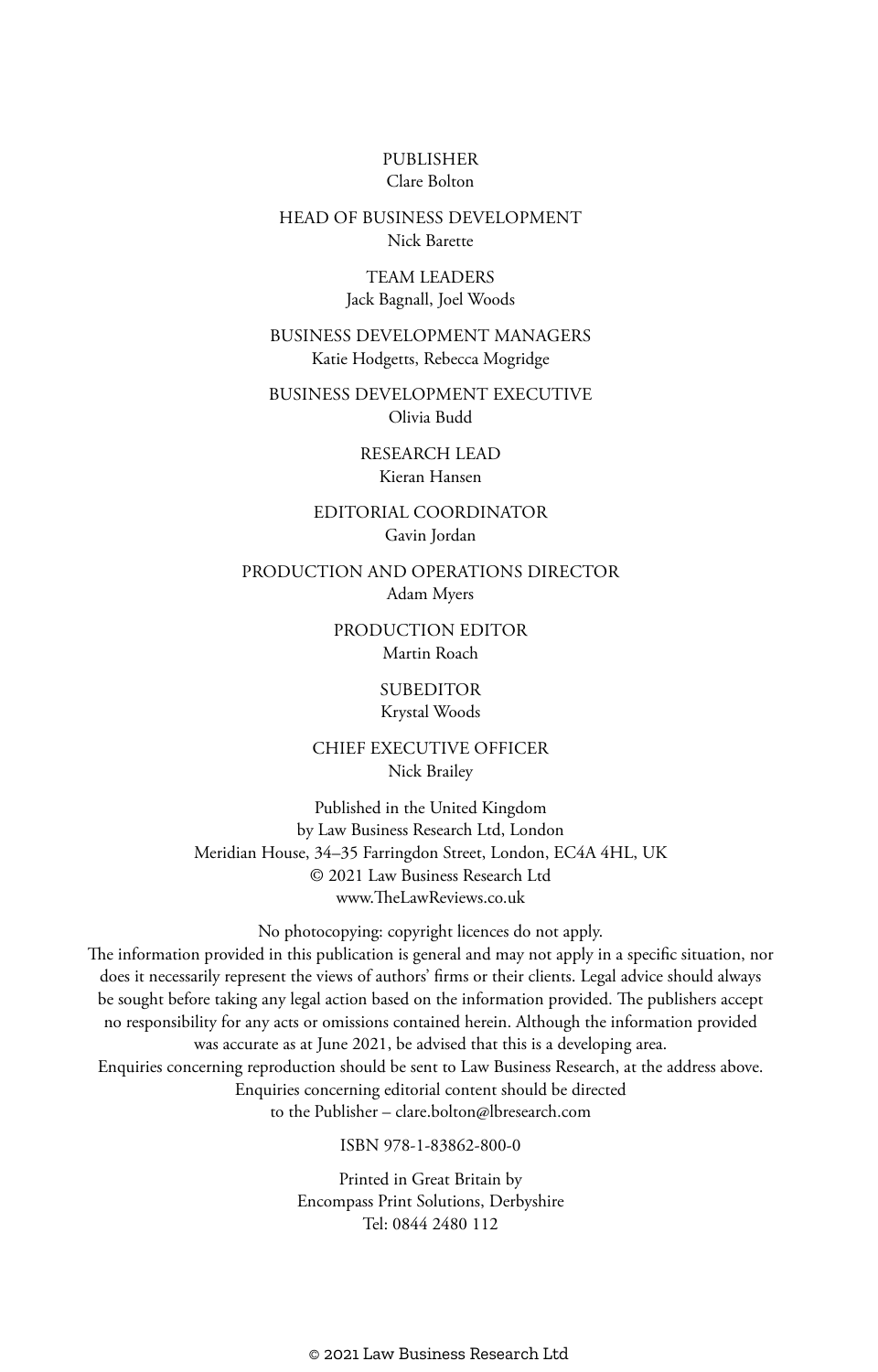PUBLISHER
Clare Bolton

HEAD OF BUSINESS DEVELOPMENT
Nick Barette

TEAM LEADERS
Jack Bagnall, Joel Woods

BUSINESS DEVELOPMENT MANAGERS
Katie Hodgetts, Rebecca Mogridge

BUSINESS DEVELOPMENT EXECUTIVE
Olivia Budd

RESEARCH LEAD
Kieran Hansen

EDITORIAL COORDINATOR
Gavin Jordan

PRODUCTION AND OPERATIONS DIRECTOR
Adam Myers

PRODUCTION EDITOR
Martin Roach

SUBEDITOR
Krystal Woods

CHIEF EXECUTIVE OFFICER
Nick Brailey

Published in the United Kingdom
by Law Business Research Ltd, London
Meridian House, 34–35 Farringdon Street, London, EC4A 4HL, UK
© 2021 Law Business Research Ltd
www.TheLawReviews.co.uk

No photocopying: copyright licences do not apply.
The information provided in this publication is general and may not apply in a specific situation, nor does it necessarily represent the views of authors' firms or their clients. Legal advice should always be sought before taking any legal action based on the information provided. The publishers accept no responsibility for any acts or omissions contained herein. Although the information provided was accurate as at June 2021, be advised that this is a developing area.
Enquiries concerning reproduction should be sent to Law Business Research, at the address above.
Enquiries concerning editorial content should be directed
to the Publisher – clare.bolton@lbresearch.com

ISBN 978-1-83862-800-0

Printed in Great Britain by
Encompass Print Solutions, Derbyshire
Tel: 0844 2480 112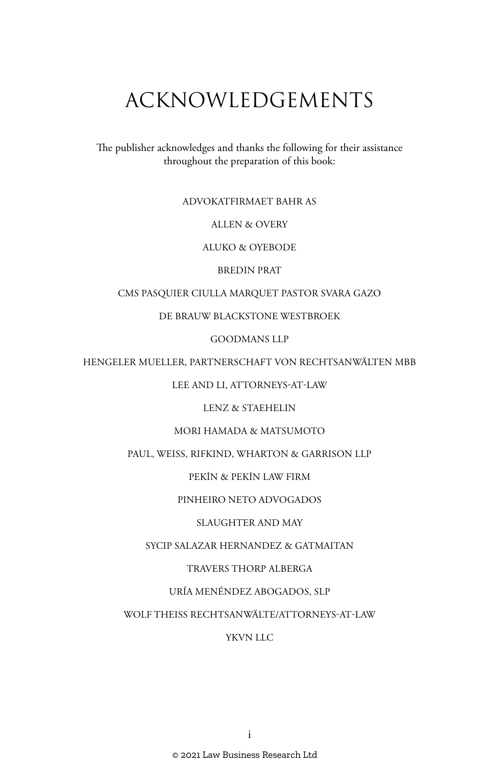# ACKNOWLEDGEMENTS

The publisher acknowledges and thanks the following for their assistance throughout the preparation of this book:

ADVOKATFIRMAET BAHR AS

ALLEN & OVERY

ALUKO & OYEBODE

BREDIN PRAT

CMS PASQUIER CIULLA MARQUET PASTOR SVARA GAZO

DE BRAUW BLACKSTONE WESTBROEK

GOODMANS LLP

HENGELER MUELLER, PARTNERSCHAFT VON RECHTSANWÄLTEN MBB

LEE AND LI, ATTORNEYS-AT-LAW

LENZ & STAEHELIN

MORI HAMADA & MATSUMOTO

PAUL, WEISS, RIFKIND, WHARTON & GARRISON LLP

PEKİN & PEKİN LAW FIRM

PINHEIRO NETO ADVOGADOS

SLAUGHTER AND MAY

SYCIP SALAZAR HERNANDEZ & GATMAITAN

TRAVERS THORP ALBERGA

URÍA MENÉNDEZ ABOGADOS, SLP

WOLF THEISS RECHTSANWÄLTE/ATTORNEYS-AT-LAW

YKVN LLC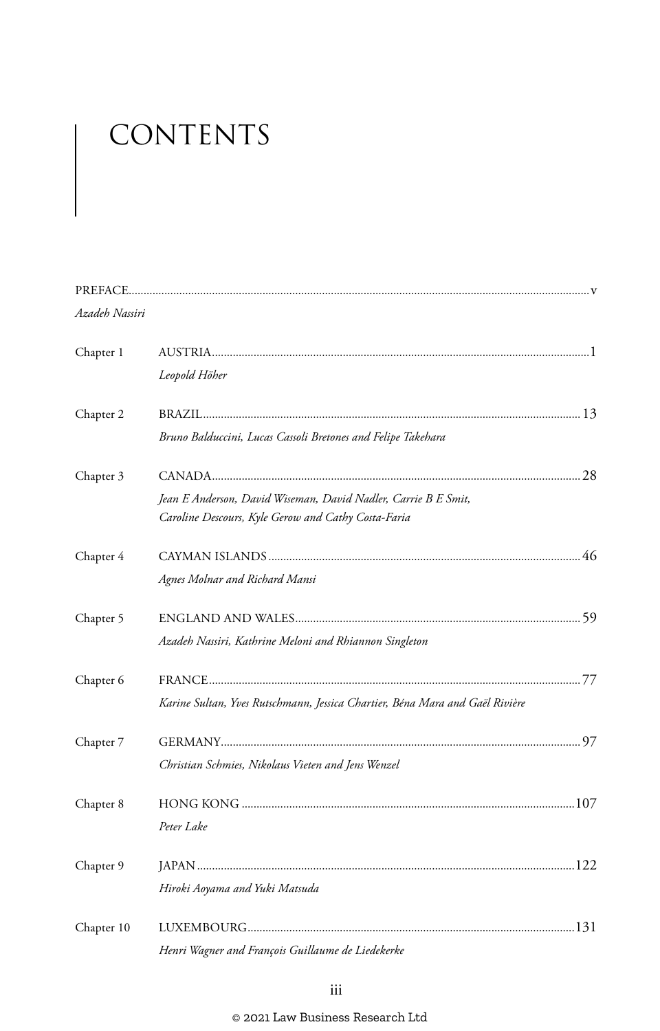# CONTENTS

| | | |
|---|---|---|
| PREFACE | | v |
| *Azadeh Nassiri* | | |
| Chapter 1 | AUSTRIA | 1 |
| | *Leopold Höher* | |
| Chapter 2 | BRAZIL | 13 |
| | *Bruno Balduccini, Lucas Cassoli Bretones and Felipe Takehara* | |
| Chapter 3 | CANADA | 28 |
| | *Jean E Anderson, David Wiseman, David Nadler, Carrie B E Smit, Caroline Descours, Kyle Gerow and Cathy Costa-Faria* | |
| Chapter 4 | CAYMAN ISLANDS | 46 |
| | *Agnes Molnar and Richard Mansi* | |
| Chapter 5 | ENGLAND AND WALES | 59 |
| | *Azadeh Nassiri, Kathrine Meloni and Rhiannon Singleton* | |
| Chapter 6 | FRANCE | 77 |
| | *Karine Sultan, Yves Rutschmann, Jessica Chartier, Béna Mara and Gaël Rivière* | |
| Chapter 7 | GERMANY | 97 |
| | *Christian Schmies, Nikolaus Vieten and Jens Wenzel* | |
| Chapter 8 | HONG KONG | 107 |
| | *Peter Lake* | |
| Chapter 9 | JAPAN | 122 |
| | *Hiroki Aoyama and Yuki Matsuda* | |
| Chapter 10 | LUXEMBOURG | 131 |
| | *Henri Wagner and François Guillaume de Liedekerke* | |

© 2021 Law Business Research Ltd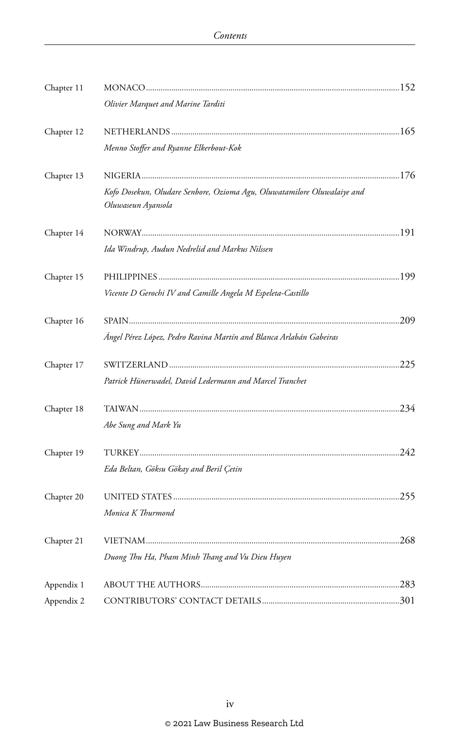Chapter 11 MONACO ..... 152

*Olivier Marquet and Marine Tarditi*

Chapter 12 NETHERLANDS ..... 165

*Menno Stoffer and Ryanne Elkerbout-Kok*

Chapter 13 NIGERIA ..... 176

*Kofo Dosekun, Oludare Senbore, Ozioma Agu, Oluwatamilore Oluwalaiye and Oluwaseun Ayansola*

Chapter 14 NORWAY ..... 191

*Ida Windrup, Audun Nedrelid and Markus Nilssen*

Chapter 15 PHILIPPINES ..... 199

*Vicente D Gerochi IV and Camille Angela M Espeleta-Castillo*

Chapter 16 SPAIN ..... 209

*Ángel Pérez López, Pedro Ravina Martín and Blanca Arlabán Gabeiras*

Chapter 17 SWITZERLAND ..... 225

*Patrick Hünerwadel, David Ledermann and Marcel Tranchet*

Chapter 18 TAIWAN ..... 234

*Abe Sung and Mark Yu*

Chapter 19 TURKEY ..... 242

*Eda Beltan, Göksu Gökay and Beril Çetin*

Chapter 20 UNITED STATES ..... 255

*Monica K Thurmond*

Chapter 21 VIETNAM ..... 268

*Duong Thu Ha, Pham Minh Thang and Vu Dieu Huyen*

Appendix 1 ABOUT THE AUTHORS ..... 283

Appendix 2 CONTRIBUTORS' CONTACT DETAILS ..... 301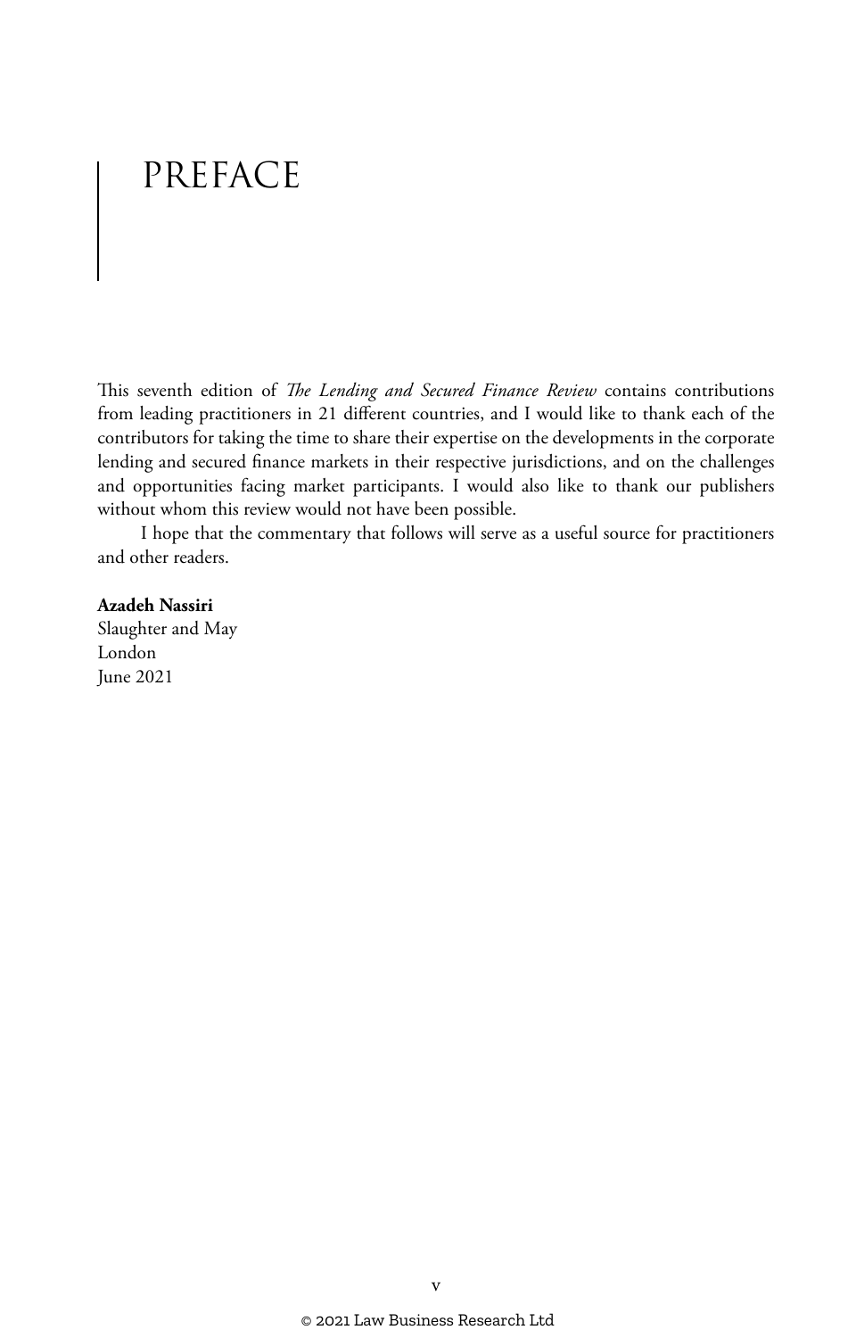# PREFACE

This seventh edition of *The Lending and Secured Finance Review* contains contributions from leading practitioners in 21 different countries, and I would like to thank each of the contributors for taking the time to share their expertise on the developments in the corporate lending and secured finance markets in their respective jurisdictions, and on the challenges and opportunities facing market participants. I would also like to thank our publishers without whom this review would not have been possible.

I hope that the commentary that follows will serve as a useful source for practitioners and other readers.

**Azadeh Nassiri**
Slaughter and May
London
June 2021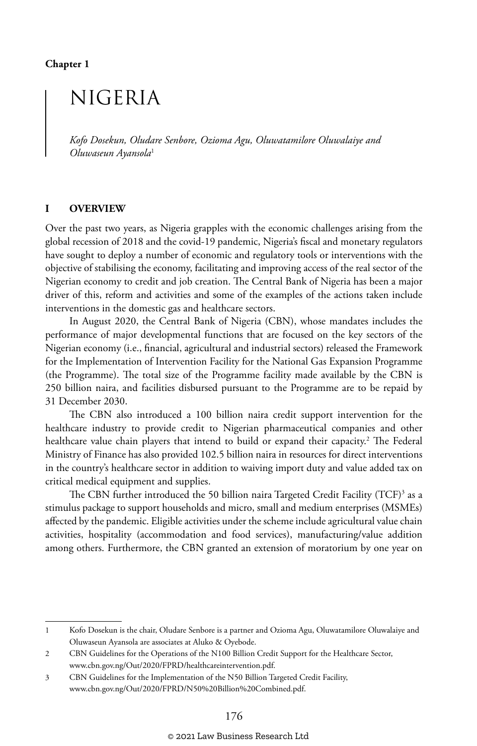Chapter 1

# NIGERIA

*Kofo Dosekun, Oludare Senbore, Ozioma Agu, Oluwatamilore Oluwalaiye and Oluwaseun Ayansola*[1]

## I OVERVIEW

Over the past two years, as Nigeria grapples with the economic challenges arising from the global recession of 2018 and the covid-19 pandemic, Nigeria's fiscal and monetary regulators have sought to deploy a number of economic and regulatory tools or interventions with the objective of stabilising the economy, facilitating and improving access of the real sector of the Nigerian economy to credit and job creation. The Central Bank of Nigeria has been a major driver of this, reform and activities and some of the examples of the actions taken include interventions in the domestic gas and healthcare sectors.

In August 2020, the Central Bank of Nigeria (CBN), whose mandates includes the performance of major developmental functions that are focused on the key sectors of the Nigerian economy (i.e., financial, agricultural and industrial sectors) released the Framework for the Implementation of Intervention Facility for the National Gas Expansion Programme (the Programme). The total size of the Programme facility made available by the CBN is 250 billion naira, and facilities disbursed pursuant to the Programme are to be repaid by 31 December 2030.

The CBN also introduced a 100 billion naira credit support intervention for the healthcare industry to provide credit to Nigerian pharmaceutical companies and other healthcare value chain players that intend to build or expand their capacity.[2] The Federal Ministry of Finance has also provided 102.5 billion naira in resources for direct interventions in the country's healthcare sector in addition to waiving import duty and value added tax on critical medical equipment and supplies.

The CBN further introduced the 50 billion naira Targeted Credit Facility (TCF)[3] as a stimulus package to support households and micro, small and medium enterprises (MSMEs) affected by the pandemic. Eligible activities under the scheme include agricultural value chain activities, hospitality (accommodation and food services), manufacturing/value addition among others. Furthermore, the CBN granted an extension of moratorium by one year on

---

1 Kofo Dosekun is the chair, Oludare Senbore is a partner and Ozioma Agu, Oluwatamilore Oluwalaiye and Oluwaseun Ayansola are associates at Aluko & Oyebode.

2 CBN Guidelines for the Operations of the N100 Billion Credit Support for the Healthcare Sector, www.cbn.gov.ng/Out/2020/FPRD/healthcareintervention.pdf.

3 CBN Guidelines for the Implementation of the N50 Billion Targeted Credit Facility, www.cbn.gov.ng/Out/2020/FPRD/N50%20Billion%20Combined.pdf.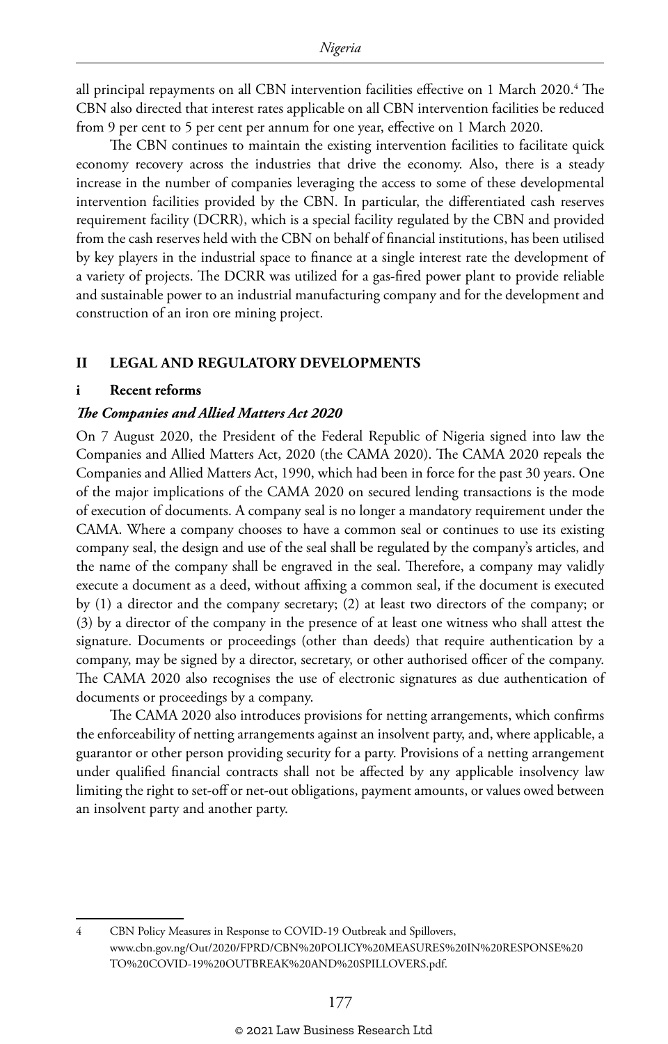all principal repayments on all CBN intervention facilities effective on 1 March 2020.[4] The CBN also directed that interest rates applicable on all CBN intervention facilities be reduced from 9 per cent to 5 per cent per annum for one year, effective on 1 March 2020.

The CBN continues to maintain the existing intervention facilities to facilitate quick economy recovery across the industries that drive the economy. Also, there is a steady increase in the number of companies leveraging the access to some of these developmental intervention facilities provided by the CBN. In particular, the differentiated cash reserves requirement facility (DCRR), which is a special facility regulated by the CBN and provided from the cash reserves held with the CBN on behalf of financial institutions, has been utilised by key players in the industrial space to finance at a single interest rate the development of a variety of projects. The DCRR was utilized for a gas-fired power plant to provide reliable and sustainable power to an industrial manufacturing company and for the development and construction of an iron ore mining project.

## II LEGAL AND REGULATORY DEVELOPMENTS

### i Recent reforms

#### *The Companies and Allied Matters Act 2020*

On 7 August 2020, the President of the Federal Republic of Nigeria signed into law the Companies and Allied Matters Act, 2020 (the CAMA 2020). The CAMA 2020 repeals the Companies and Allied Matters Act, 1990, which had been in force for the past 30 years. One of the major implications of the CAMA 2020 on secured lending transactions is the mode of execution of documents. A company seal is no longer a mandatory requirement under the CAMA. Where a company chooses to have a common seal or continues to use its existing company seal, the design and use of the seal shall be regulated by the company's articles, and the name of the company shall be engraved in the seal. Therefore, a company may validly execute a document as a deed, without affixing a common seal, if the document is executed by (1) a director and the company secretary; (2) at least two directors of the company; or (3) by a director of the company in the presence of at least one witness who shall attest the signature. Documents or proceedings (other than deeds) that require authentication by a company, may be signed by a director, secretary, or other authorised officer of the company. The CAMA 2020 also recognises the use of electronic signatures as due authentication of documents or proceedings by a company.

The CAMA 2020 also introduces provisions for netting arrangements, which confirms the enforceability of netting arrangements against an insolvent party, and, where applicable, a guarantor or other person providing security for a party. Provisions of a netting arrangement under qualified financial contracts shall not be affected by any applicable insolvency law limiting the right to set-off or net-out obligations, payment amounts, or values owed between an insolvent party and another party.

---

4 CBN Policy Measures in Response to COVID-19 Outbreak and Spillovers, www.cbn.gov.ng/Out/2020/FPRD/CBN%20POLICY%20MEASURES%20IN%20RESPONSE%20TO%20COVID-19%20OUTBREAK%20AND%20SPILLOVERS.pdf.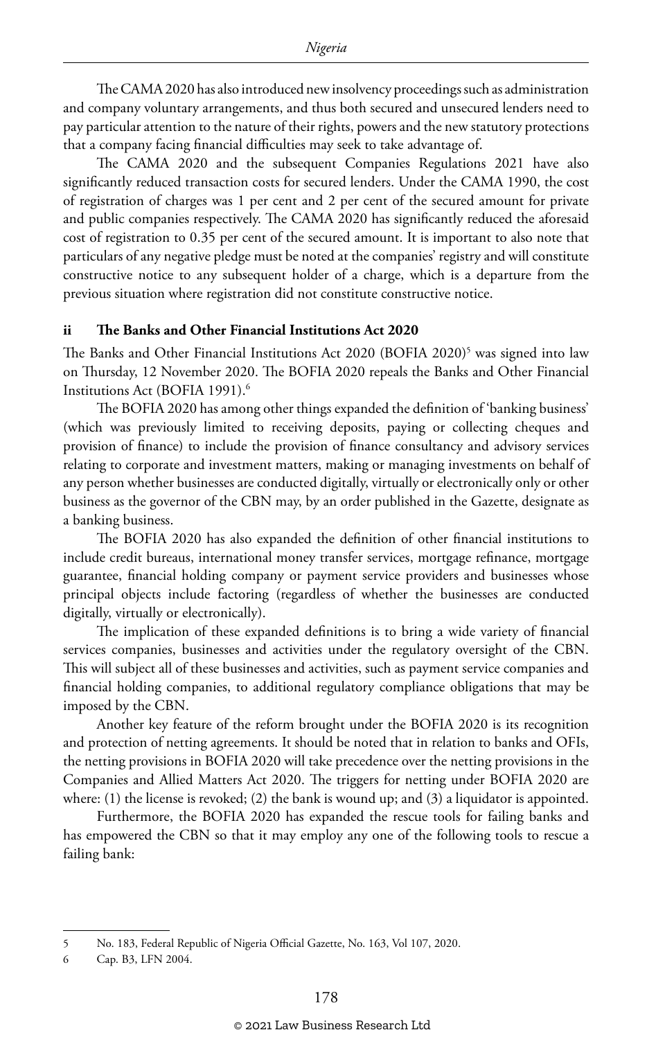The CAMA 2020 has also introduced new insolvency proceedings such as administration and company voluntary arrangements, and thus both secured and unsecured lenders need to pay particular attention to the nature of their rights, powers and the new statutory protections that a company facing financial difficulties may seek to take advantage of.

The CAMA 2020 and the subsequent Companies Regulations 2021 have also significantly reduced transaction costs for secured lenders. Under the CAMA 1990, the cost of registration of charges was 1 per cent and 2 per cent of the secured amount for private and public companies respectively. The CAMA 2020 has significantly reduced the aforesaid cost of registration to 0.35 per cent of the secured amount. It is important to also note that particulars of any negative pledge must be noted at the companies' registry and will constitute constructive notice to any subsequent holder of a charge, which is a departure from the previous situation where registration did not constitute constructive notice.

### ii The Banks and Other Financial Institutions Act 2020

The Banks and Other Financial Institutions Act 2020 (BOFIA 2020)[5] was signed into law on Thursday, 12 November 2020. The BOFIA 2020 repeals the Banks and Other Financial Institutions Act (BOFIA 1991).[6]

The BOFIA 2020 has among other things expanded the definition of 'banking business' (which was previously limited to receiving deposits, paying or collecting cheques and provision of finance) to include the provision of finance consultancy and advisory services relating to corporate and investment matters, making or managing investments on behalf of any person whether businesses are conducted digitally, virtually or electronically only or other business as the governor of the CBN may, by an order published in the Gazette, designate as a banking business.

The BOFIA 2020 has also expanded the definition of other financial institutions to include credit bureaus, international money transfer services, mortgage refinance, mortgage guarantee, financial holding company or payment service providers and businesses whose principal objects include factoring (regardless of whether the businesses are conducted digitally, virtually or electronically).

The implication of these expanded definitions is to bring a wide variety of financial services companies, businesses and activities under the regulatory oversight of the CBN. This will subject all of these businesses and activities, such as payment service companies and financial holding companies, to additional regulatory compliance obligations that may be imposed by the CBN.

Another key feature of the reform brought under the BOFIA 2020 is its recognition and protection of netting agreements. It should be noted that in relation to banks and OFIs, the netting provisions in BOFIA 2020 will take precedence over the netting provisions in the Companies and Allied Matters Act 2020. The triggers for netting under BOFIA 2020 are where: (1) the license is revoked; (2) the bank is wound up; and (3) a liquidator is appointed.

Furthermore, the BOFIA 2020 has expanded the rescue tools for failing banks and has empowered the CBN so that it may employ any one of the following tools to rescue a failing bank:

---

5 No. 183, Federal Republic of Nigeria Official Gazette, No. 163, Vol 107, 2020.

6 Cap. B3, LFN 2004.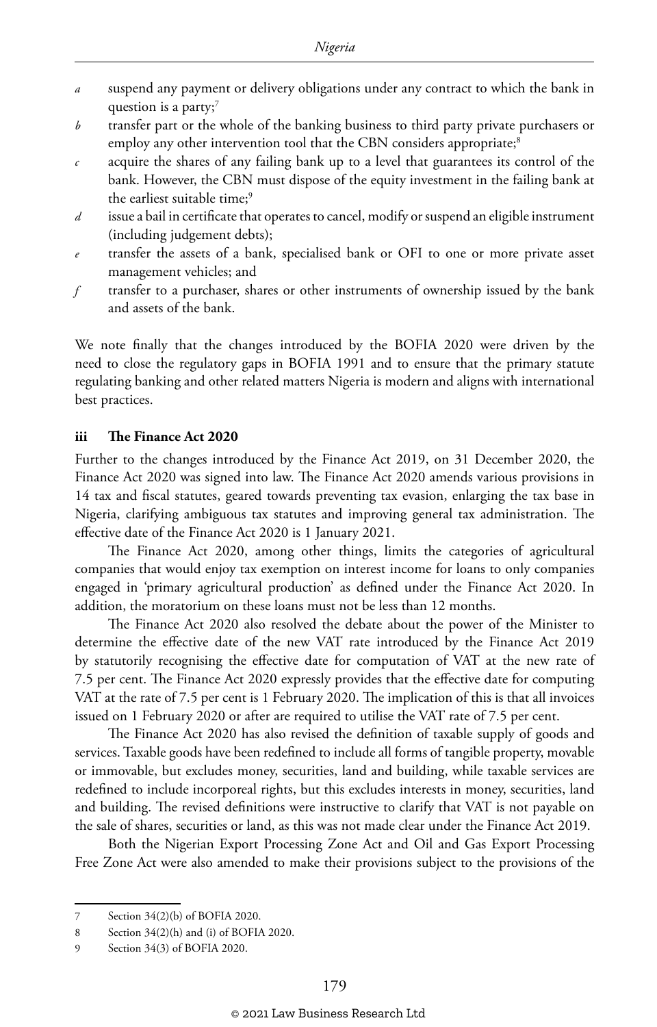*a* suspend any payment or delivery obligations under any contract to which the bank in question is a party;[7]

*b* transfer part or the whole of the banking business to third party private purchasers or employ any other intervention tool that the CBN considers appropriate;[8]

*c* acquire the shares of any failing bank up to a level that guarantees its control of the bank. However, the CBN must dispose of the equity investment in the failing bank at the earliest suitable time;[9]

*d* issue a bail in certificate that operates to cancel, modify or suspend an eligible instrument (including judgement debts);

*e* transfer the assets of a bank, specialised bank or OFI to one or more private asset management vehicles; and

*f* transfer to a purchaser, shares or other instruments of ownership issued by the bank and assets of the bank.

We note finally that the changes introduced by the BOFIA 2020 were driven by the need to close the regulatory gaps in BOFIA 1991 and to ensure that the primary statute regulating banking and other related matters Nigeria is modern and aligns with international best practices.

### iii The Finance Act 2020

Further to the changes introduced by the Finance Act 2019, on 31 December 2020, the Finance Act 2020 was signed into law. The Finance Act 2020 amends various provisions in 14 tax and fiscal statutes, geared towards preventing tax evasion, enlarging the tax base in Nigeria, clarifying ambiguous tax statutes and improving general tax administration. The effective date of the Finance Act 2020 is 1 January 2021.

The Finance Act 2020, among other things, limits the categories of agricultural companies that would enjoy tax exemption on interest income for loans to only companies engaged in 'primary agricultural production' as defined under the Finance Act 2020. In addition, the moratorium on these loans must not be less than 12 months.

The Finance Act 2020 also resolved the debate about the power of the Minister to determine the effective date of the new VAT rate introduced by the Finance Act 2019 by statutorily recognising the effective date for computation of VAT at the new rate of 7.5 per cent. The Finance Act 2020 expressly provides that the effective date for computing VAT at the rate of 7.5 per cent is 1 February 2020. The implication of this is that all invoices issued on 1 February 2020 or after are required to utilise the VAT rate of 7.5 per cent.

The Finance Act 2020 has also revised the definition of taxable supply of goods and services. Taxable goods have been redefined to include all forms of tangible property, movable or immovable, but excludes money, securities, land and building, while taxable services are redefined to include incorporeal rights, but this excludes interests in money, securities, land and building. The revised definitions were instructive to clarify that VAT is not payable on the sale of shares, securities or land, as this was not made clear under the Finance Act 2019.

Both the Nigerian Export Processing Zone Act and Oil and Gas Export Processing Free Zone Act were also amended to make their provisions subject to the provisions of the

---

7 Section 34(2)(b) of BOFIA 2020.

8 Section 34(2)(h) and (i) of BOFIA 2020.

9 Section 34(3) of BOFIA 2020.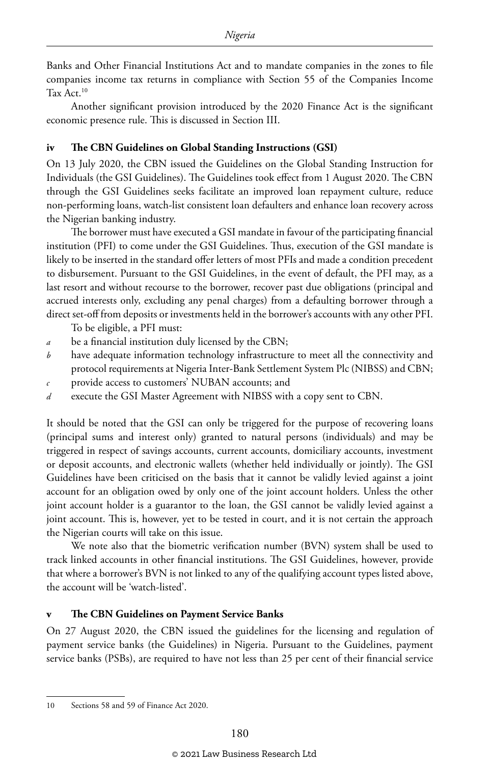Banks and Other Financial Institutions Act and to mandate companies in the zones to file companies income tax returns in compliance with Section 55 of the Companies Income Tax Act.[10]

Another significant provision introduced by the 2020 Finance Act is the significant economic presence rule. This is discussed in Section III.

### iv The CBN Guidelines on Global Standing Instructions (GSI)

On 13 July 2020, the CBN issued the Guidelines on the Global Standing Instruction for Individuals (the GSI Guidelines). The Guidelines took effect from 1 August 2020. The CBN through the GSI Guidelines seeks facilitate an improved loan repayment culture, reduce non-performing loans, watch-list consistent loan defaulters and enhance loan recovery across the Nigerian banking industry.

The borrower must have executed a GSI mandate in favour of the participating financial institution (PFI) to come under the GSI Guidelines. Thus, execution of the GSI mandate is likely to be inserted in the standard offer letters of most PFIs and made a condition precedent to disbursement. Pursuant to the GSI Guidelines, in the event of default, the PFI may, as a last resort and without recourse to the borrower, recover past due obligations (principal and accrued interests only, excluding any penal charges) from a defaulting borrower through a direct set-off from deposits or investments held in the borrower's accounts with any other PFI.

To be eligible, a PFI must:

*a* be a financial institution duly licensed by the CBN;

*b* have adequate information technology infrastructure to meet all the connectivity and protocol requirements at Nigeria Inter-Bank Settlement System Plc (NIBSS) and CBN;

*c* provide access to customers' NUBAN accounts; and

*d* execute the GSI Master Agreement with NIBSS with a copy sent to CBN.

It should be noted that the GSI can only be triggered for the purpose of recovering loans (principal sums and interest only) granted to natural persons (individuals) and may be triggered in respect of savings accounts, current accounts, domiciliary accounts, investment or deposit accounts, and electronic wallets (whether held individually or jointly). The GSI Guidelines have been criticised on the basis that it cannot be validly levied against a joint account for an obligation owed by only one of the joint account holders. Unless the other joint account holder is a guarantor to the loan, the GSI cannot be validly levied against a joint account. This is, however, yet to be tested in court, and it is not certain the approach the Nigerian courts will take on this issue.

We note also that the biometric verification number (BVN) system shall be used to track linked accounts in other financial institutions. The GSI Guidelines, however, provide that where a borrower's BVN is not linked to any of the qualifying account types listed above, the account will be 'watch-listed'.

### v The CBN Guidelines on Payment Service Banks

On 27 August 2020, the CBN issued the guidelines for the licensing and regulation of payment service banks (the Guidelines) in Nigeria. Pursuant to the Guidelines, payment service banks (PSBs), are required to have not less than 25 per cent of their financial service

---

10 Sections 58 and 59 of Finance Act 2020.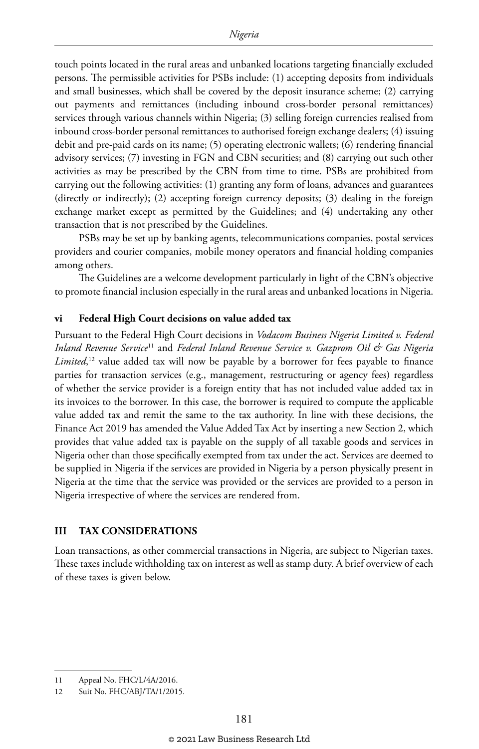touch points located in the rural areas and unbanked locations targeting financially excluded persons. The permissible activities for PSBs include: (1) accepting deposits from individuals and small businesses, which shall be covered by the deposit insurance scheme; (2) carrying out payments and remittances (including inbound cross-border personal remittances) services through various channels within Nigeria; (3) selling foreign currencies realised from inbound cross-border personal remittances to authorised foreign exchange dealers; (4) issuing debit and pre-paid cards on its name; (5) operating electronic wallets; (6) rendering financial advisory services; (7) investing in FGN and CBN securities; and (8) carrying out such other activities as may be prescribed by the CBN from time to time. PSBs are prohibited from carrying out the following activities: (1) granting any form of loans, advances and guarantees (directly or indirectly); (2) accepting foreign currency deposits; (3) dealing in the foreign exchange market except as permitted by the Guidelines; and (4) undertaking any other transaction that is not prescribed by the Guidelines.

PSBs may be set up by banking agents, telecommunications companies, postal services providers and courier companies, mobile money operators and financial holding companies among others.

The Guidelines are a welcome development particularly in light of the CBN's objective to promote financial inclusion especially in the rural areas and unbanked locations in Nigeria.

#### vi Federal High Court decisions on value added tax

Pursuant to the Federal High Court decisions in *Vodacom Business Nigeria Limited v. Federal Inland Revenue Service*[11] and *Federal Inland Revenue Service v. Gazprom Oil & Gas Nigeria Limited*,[12] value added tax will now be payable by a borrower for fees payable to finance parties for transaction services (e.g., management, restructuring or agency fees) regardless of whether the service provider is a foreign entity that has not included value added tax in its invoices to the borrower. In this case, the borrower is required to compute the applicable value added tax and remit the same to the tax authority. In line with these decisions, the Finance Act 2019 has amended the Value Added Tax Act by inserting a new Section 2, which provides that value added tax is payable on the supply of all taxable goods and services in Nigeria other than those specifically exempted from tax under the act. Services are deemed to be supplied in Nigeria if the services are provided in Nigeria by a person physically present in Nigeria at the time that the service was provided or the services are provided to a person in Nigeria irrespective of where the services are rendered from.

## III TAX CONSIDERATIONS

Loan transactions, as other commercial transactions in Nigeria, are subject to Nigerian taxes. These taxes include withholding tax on interest as well as stamp duty. A brief overview of each of these taxes is given below.

---

11 Appeal No. FHC/L/4A/2016.

12 Suit No. FHC/ABJ/TA/1/2015.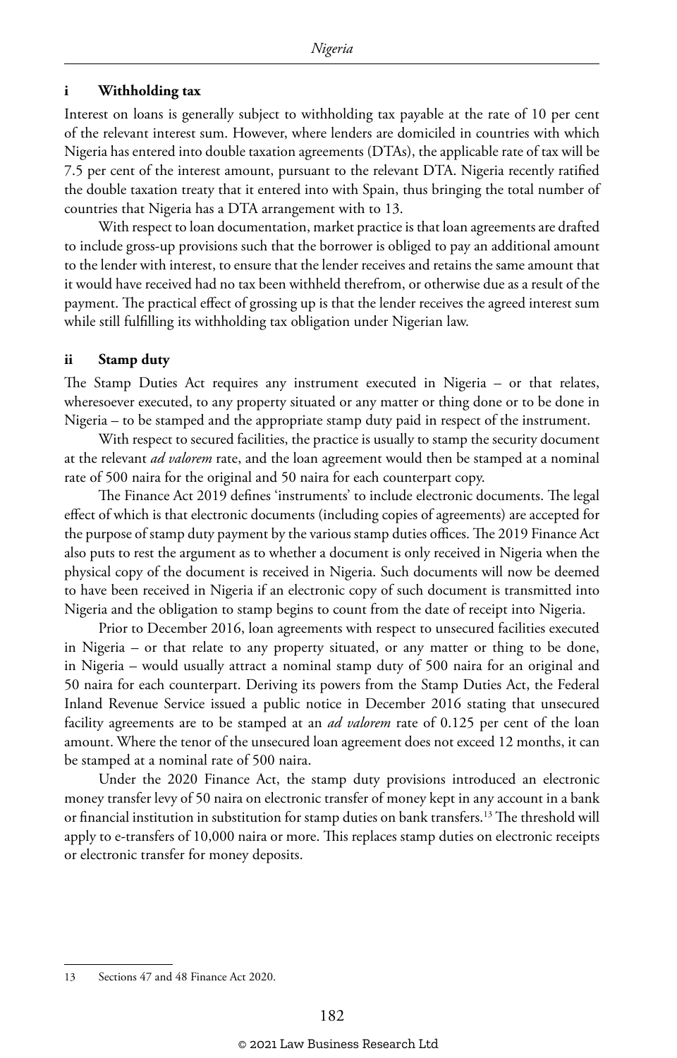### i Withholding tax

Interest on loans is generally subject to withholding tax payable at the rate of 10 per cent of the relevant interest sum. However, where lenders are domiciled in countries with which Nigeria has entered into double taxation agreements (DTAs), the applicable rate of tax will be 7.5 per cent of the interest amount, pursuant to the relevant DTA. Nigeria recently ratified the double taxation treaty that it entered into with Spain, thus bringing the total number of countries that Nigeria has a DTA arrangement with to 13.

With respect to loan documentation, market practice is that loan agreements are drafted to include gross-up provisions such that the borrower is obliged to pay an additional amount to the lender with interest, to ensure that the lender receives and retains the same amount that it would have received had no tax been withheld therefrom, or otherwise due as a result of the payment. The practical effect of grossing up is that the lender receives the agreed interest sum while still fulfilling its withholding tax obligation under Nigerian law.

### ii Stamp duty

The Stamp Duties Act requires any instrument executed in Nigeria – or that relates, wheresoever executed, to any property situated or any matter or thing done or to be done in Nigeria – to be stamped and the appropriate stamp duty paid in respect of the instrument.

With respect to secured facilities, the practice is usually to stamp the security document at the relevant *ad valorem* rate, and the loan agreement would then be stamped at a nominal rate of 500 naira for the original and 50 naira for each counterpart copy.

The Finance Act 2019 defines 'instruments' to include electronic documents. The legal effect of which is that electronic documents (including copies of agreements) are accepted for the purpose of stamp duty payment by the various stamp duties offices. The 2019 Finance Act also puts to rest the argument as to whether a document is only received in Nigeria when the physical copy of the document is received in Nigeria. Such documents will now be deemed to have been received in Nigeria if an electronic copy of such document is transmitted into Nigeria and the obligation to stamp begins to count from the date of receipt into Nigeria.

Prior to December 2016, loan agreements with respect to unsecured facilities executed in Nigeria – or that relate to any property situated, or any matter or thing to be done, in Nigeria – would usually attract a nominal stamp duty of 500 naira for an original and 50 naira for each counterpart. Deriving its powers from the Stamp Duties Act, the Federal Inland Revenue Service issued a public notice in December 2016 stating that unsecured facility agreements are to be stamped at an *ad valorem* rate of 0.125 per cent of the loan amount. Where the tenor of the unsecured loan agreement does not exceed 12 months, it can be stamped at a nominal rate of 500 naira.

Under the 2020 Finance Act, the stamp duty provisions introduced an electronic money transfer levy of 50 naira on electronic transfer of money kept in any account in a bank or financial institution in substitution for stamp duties on bank transfers.[13] The threshold will apply to e-transfers of 10,000 naira or more. This replaces stamp duties on electronic receipts or electronic transfer for money deposits.

13 Sections 47 and 48 Finance Act 2020.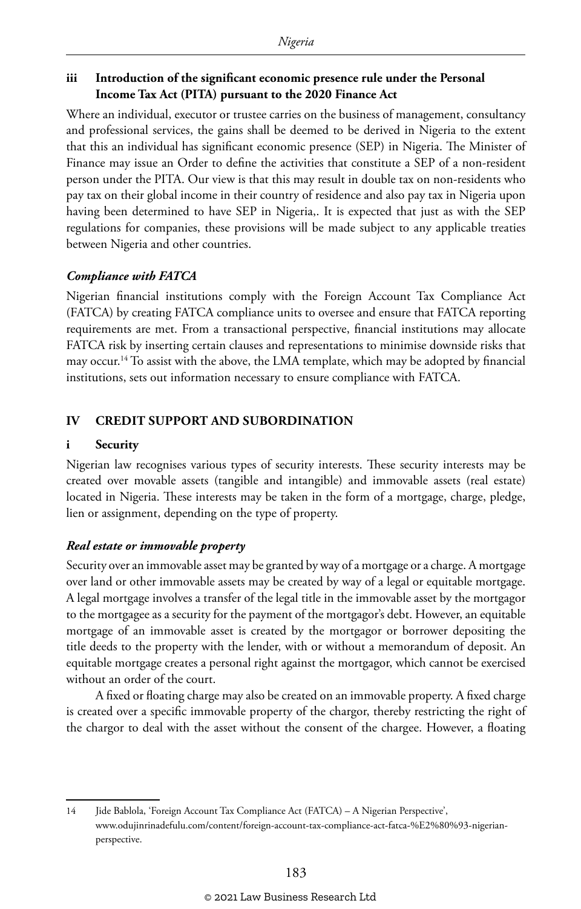### iii Introduction of the significant economic presence rule under the Personal Income Tax Act (PITA) pursuant to the 2020 Finance Act

Where an individual, executor or trustee carries on the business of management, consultancy and professional services, the gains shall be deemed to be derived in Nigeria to the extent that this an individual has significant economic presence (SEP) in Nigeria. The Minister of Finance may issue an Order to define the activities that constitute a SEP of a non-resident person under the PITA. Our view is that this may result in double tax on non-residents who pay tax on their global income in their country of residence and also pay tax in Nigeria upon having been determined to have SEP in Nigeria,. It is expected that just as with the SEP regulations for companies, these provisions will be made subject to any applicable treaties between Nigeria and other countries.

#### *Compliance with FATCA*

Nigerian financial institutions comply with the Foreign Account Tax Compliance Act (FATCA) by creating FATCA compliance units to oversee and ensure that FATCA reporting requirements are met. From a transactional perspective, financial institutions may allocate FATCA risk by inserting certain clauses and representations to minimise downside risks that may occur.[14] To assist with the above, the LMA template, which may be adopted by financial institutions, sets out information necessary to ensure compliance with FATCA.

## IV CREDIT SUPPORT AND SUBORDINATION

### i Security

Nigerian law recognises various types of security interests. These security interests may be created over movable assets (tangible and intangible) and immovable assets (real estate) located in Nigeria. These interests may be taken in the form of a mortgage, charge, pledge, lien or assignment, depending on the type of property.

#### *Real estate or immovable property*

Security over an immovable asset may be granted by way of a mortgage or a charge. A mortgage over land or other immovable assets may be created by way of a legal or equitable mortgage. A legal mortgage involves a transfer of the legal title in the immovable asset by the mortgagor to the mortgagee as a security for the payment of the mortgagor's debt. However, an equitable mortgage of an immovable asset is created by the mortgagor or borrower depositing the title deeds to the property with the lender, with or without a memorandum of deposit. An equitable mortgage creates a personal right against the mortgagor, which cannot be exercised without an order of the court.

A fixed or floating charge may also be created on an immovable property. A fixed charge is created over a specific immovable property of the chargor, thereby restricting the right of the chargor to deal with the asset without the consent of the chargee. However, a floating

---

14 Jide Bablola, 'Foreign Account Tax Compliance Act (FATCA) – A Nigerian Perspective', www.odujinrinadefulu.com/content/foreign-account-tax-compliance-act-fatca-%E2%80%93-nigerian-perspective.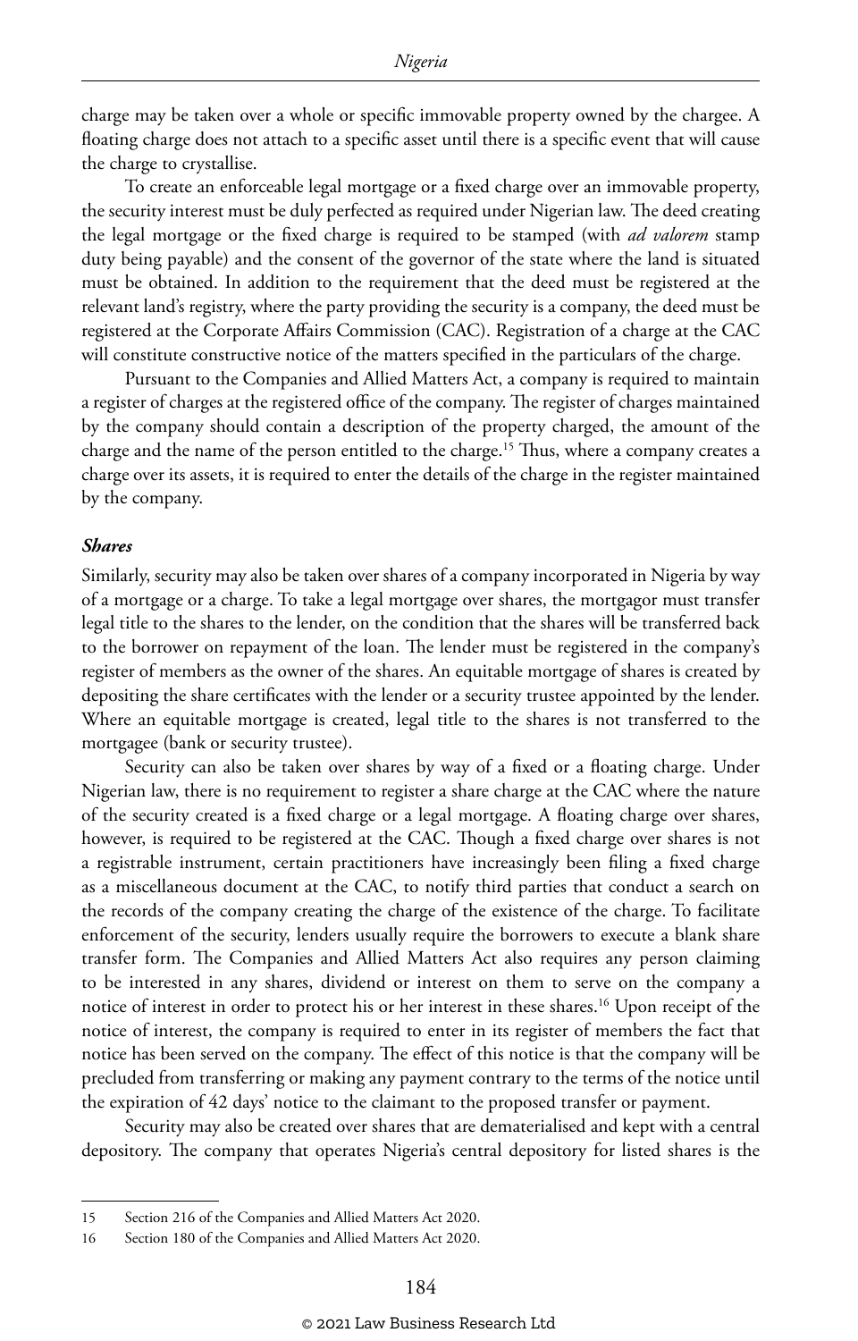charge may be taken over a whole or specific immovable property owned by the chargee. A floating charge does not attach to a specific asset until there is a specific event that will cause the charge to crystallise.

To create an enforceable legal mortgage or a fixed charge over an immovable property, the security interest must be duly perfected as required under Nigerian law. The deed creating the legal mortgage or the fixed charge is required to be stamped (with *ad valorem* stamp duty being payable) and the consent of the governor of the state where the land is situated must be obtained. In addition to the requirement that the deed must be registered at the relevant land's registry, where the party providing the security is a company, the deed must be registered at the Corporate Affairs Commission (CAC). Registration of a charge at the CAC will constitute constructive notice of the matters specified in the particulars of the charge.

Pursuant to the Companies and Allied Matters Act, a company is required to maintain a register of charges at the registered office of the company. The register of charges maintained by the company should contain a description of the property charged, the amount of the charge and the name of the person entitled to the charge.[15] Thus, where a company creates a charge over its assets, it is required to enter the details of the charge in the register maintained by the company.

***Shares***

Similarly, security may also be taken over shares of a company incorporated in Nigeria by way of a mortgage or a charge. To take a legal mortgage over shares, the mortgagor must transfer legal title to the shares to the lender, on the condition that the shares will be transferred back to the borrower on repayment of the loan. The lender must be registered in the company's register of members as the owner of the shares. An equitable mortgage of shares is created by depositing the share certificates with the lender or a security trustee appointed by the lender. Where an equitable mortgage is created, legal title to the shares is not transferred to the mortgagee (bank or security trustee).

Security can also be taken over shares by way of a fixed or a floating charge. Under Nigerian law, there is no requirement to register a share charge at the CAC where the nature of the security created is a fixed charge or a legal mortgage. A floating charge over shares, however, is required to be registered at the CAC. Though a fixed charge over shares is not a registrable instrument, certain practitioners have increasingly been filing a fixed charge as a miscellaneous document at the CAC, to notify third parties that conduct a search on the records of the company creating the charge of the existence of the charge. To facilitate enforcement of the security, lenders usually require the borrowers to execute a blank share transfer form. The Companies and Allied Matters Act also requires any person claiming to be interested in any shares, dividend or interest on them to serve on the company a notice of interest in order to protect his or her interest in these shares.[16] Upon receipt of the notice of interest, the company is required to enter in its register of members the fact that notice has been served on the company. The effect of this notice is that the company will be precluded from transferring or making any payment contrary to the terms of the notice until the expiration of 42 days' notice to the claimant to the proposed transfer or payment.

Security may also be created over shares that are dematerialised and kept with a central depository. The company that operates Nigeria's central depository for listed shares is the

---

15 Section 216 of the Companies and Allied Matters Act 2020.

16 Section 180 of the Companies and Allied Matters Act 2020.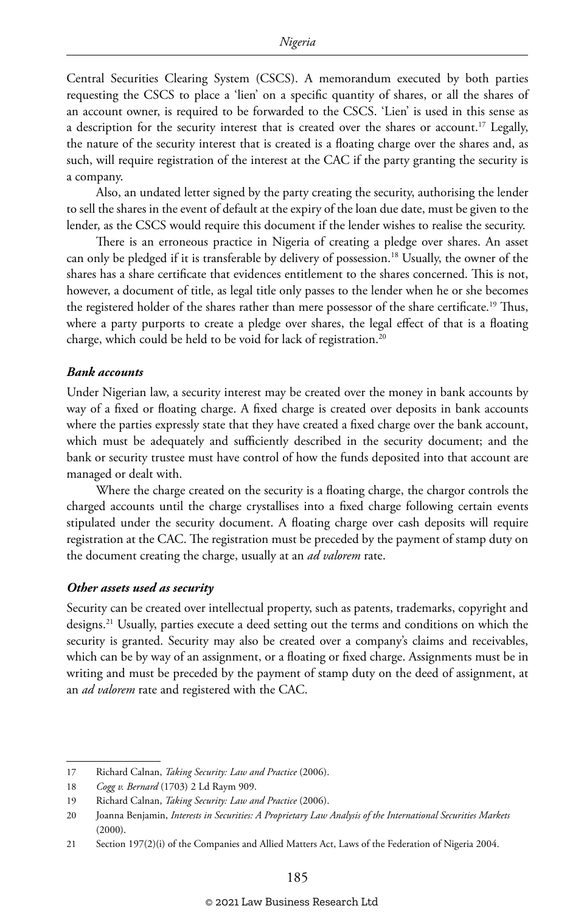Central Securities Clearing System (CSCS). A memorandum executed by both parties requesting the CSCS to place a 'lien' on a specific quantity of shares, or all the shares of an account owner, is required to be forwarded to the CSCS. 'Lien' is used in this sense as a description for the security interest that is created over the shares or account.[17] Legally, the nature of the security interest that is created is a floating charge over the shares and, as such, will require registration of the interest at the CAC if the party granting the security is a company.

Also, an undated letter signed by the party creating the security, authorising the lender to sell the shares in the event of default at the expiry of the loan due date, must be given to the lender, as the CSCS would require this document if the lender wishes to realise the security.

There is an erroneous practice in Nigeria of creating a pledge over shares. An asset can only be pledged if it is transferable by delivery of possession.[18] Usually, the owner of the shares has a share certificate that evidences entitlement to the shares concerned. This is not, however, a document of title, as legal title only passes to the lender when he or she becomes the registered holder of the shares rather than mere possessor of the share certificate.[19] Thus, where a party purports to create a pledge over shares, the legal effect of that is a floating charge, which could be held to be void for lack of registration.[20]

***Bank accounts***

Under Nigerian law, a security interest may be created over the money in bank accounts by way of a fixed or floating charge. A fixed charge is created over deposits in bank accounts where the parties expressly state that they have created a fixed charge over the bank account, which must be adequately and sufficiently described in the security document; and the bank or security trustee must have control of how the funds deposited into that account are managed or dealt with.

Where the charge created on the security is a floating charge, the chargor controls the charged accounts until the charge crystallises into a fixed charge following certain events stipulated under the security document. A floating charge over cash deposits will require registration at the CAC. The registration must be preceded by the payment of stamp duty on the document creating the charge, usually at an *ad valorem* rate.

***Other assets used as security***

Security can be created over intellectual property, such as patents, trademarks, copyright and designs.[21] Usually, parties execute a deed setting out the terms and conditions on which the security is granted. Security may also be created over a company's claims and receivables, which can be by way of an assignment, or a floating or fixed charge. Assignments must be in writing and must be preceded by the payment of stamp duty on the deed of assignment, at an *ad valorem* rate and registered with the CAC.

---

17 Richard Calnan, *Taking Security: Law and Practice* (2006).

18 *Cogg v. Bernard* (1703) 2 Ld Raym 909.

19 Richard Calnan, *Taking Security: Law and Practice* (2006).

20 Joanna Benjamin, *Interests in Securities: A Proprietary Law Analysis of the International Securities Markets* (2000).

21 Section 197(2)(i) of the Companies and Allied Matters Act, Laws of the Federation of Nigeria 2004.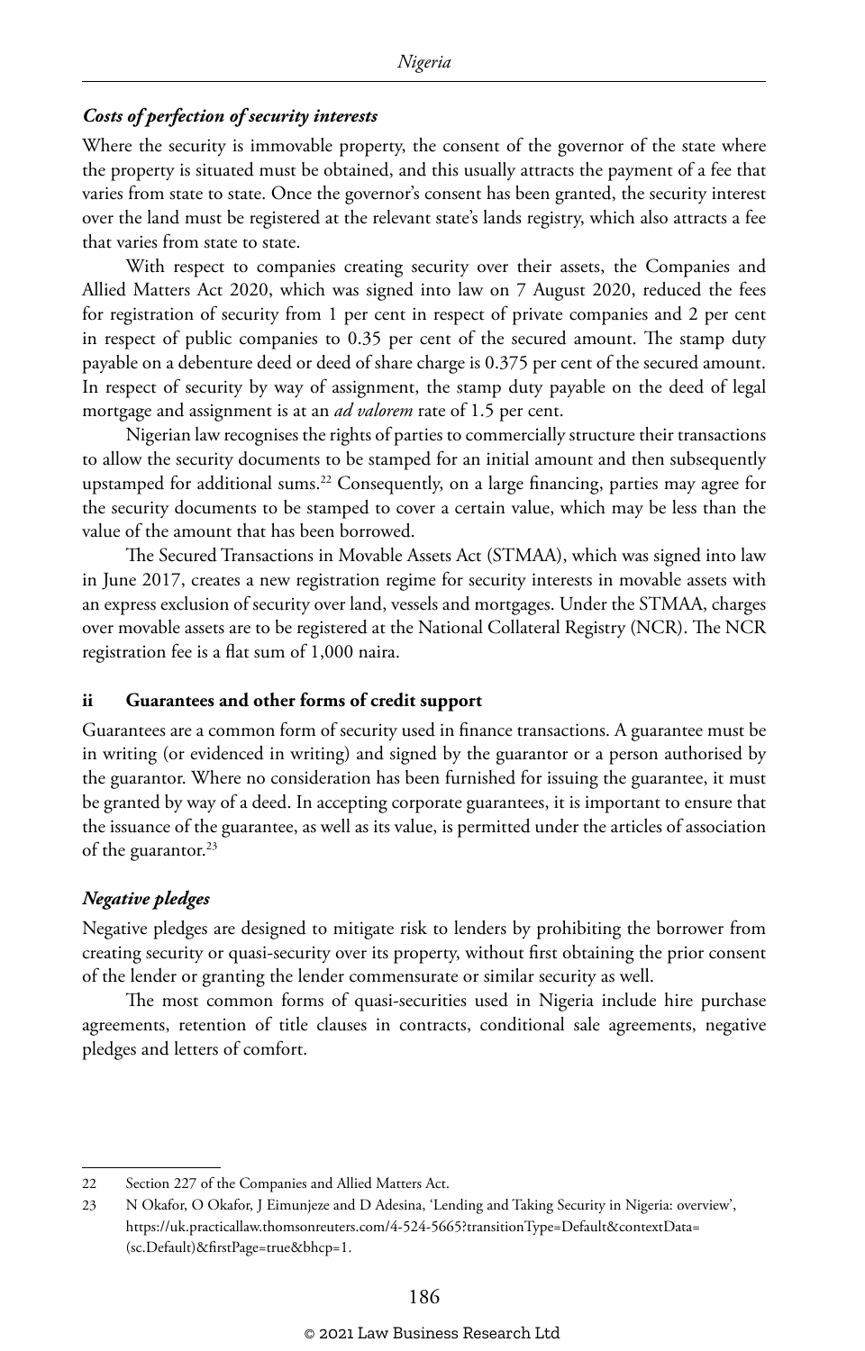#### *Costs of perfection of security interests*

Where the security is immovable property, the consent of the governor of the state where the property is situated must be obtained, and this usually attracts the payment of a fee that varies from state to state. Once the governor's consent has been granted, the security interest over the land must be registered at the relevant state's lands registry, which also attracts a fee that varies from state to state.

With respect to companies creating security over their assets, the Companies and Allied Matters Act 2020, which was signed into law on 7 August 2020, reduced the fees for registration of security from 1 per cent in respect of private companies and 2 per cent in respect of public companies to 0.35 per cent of the secured amount. The stamp duty payable on a debenture deed or deed of share charge is 0.375 per cent of the secured amount. In respect of security by way of assignment, the stamp duty payable on the deed of legal mortgage and assignment is at an *ad valorem* rate of 1.5 per cent.

Nigerian law recognises the rights of parties to commercially structure their transactions to allow the security documents to be stamped for an initial amount and then subsequently upstamped for additional sums.[22] Consequently, on a large financing, parties may agree for the security documents to be stamped to cover a certain value, which may be less than the value of the amount that has been borrowed.

The Secured Transactions in Movable Assets Act (STMAA), which was signed into law in June 2017, creates a new registration regime for security interests in movable assets with an express exclusion of security over land, vessels and mortgages. Under the STMAA, charges over movable assets are to be registered at the National Collateral Registry (NCR). The NCR registration fee is a flat sum of 1,000 naira.

### ii Guarantees and other forms of credit support

Guarantees are a common form of security used in finance transactions. A guarantee must be in writing (or evidenced in writing) and signed by the guarantor or a person authorised by the guarantor. Where no consideration has been furnished for issuing the guarantee, it must be granted by way of a deed. In accepting corporate guarantees, it is important to ensure that the issuance of the guarantee, as well as its value, is permitted under the articles of association of the guarantor.[23]

#### *Negative pledges*

Negative pledges are designed to mitigate risk to lenders by prohibiting the borrower from creating security or quasi-security over its property, without first obtaining the prior consent of the lender or granting the lender commensurate or similar security as well.

The most common forms of quasi-securities used in Nigeria include hire purchase agreements, retention of title clauses in contracts, conditional sale agreements, negative pledges and letters of comfort.

---

22 Section 227 of the Companies and Allied Matters Act.

23 N Okafor, O Okafor, J Eimunjeze and D Adesina, 'Lending and Taking Security in Nigeria: overview', https://uk.practicallaw.thomsonreuters.com/4-524-5665?transitionType=Default&contextData=(sc.Default)&firstPage=true&bhcp=1.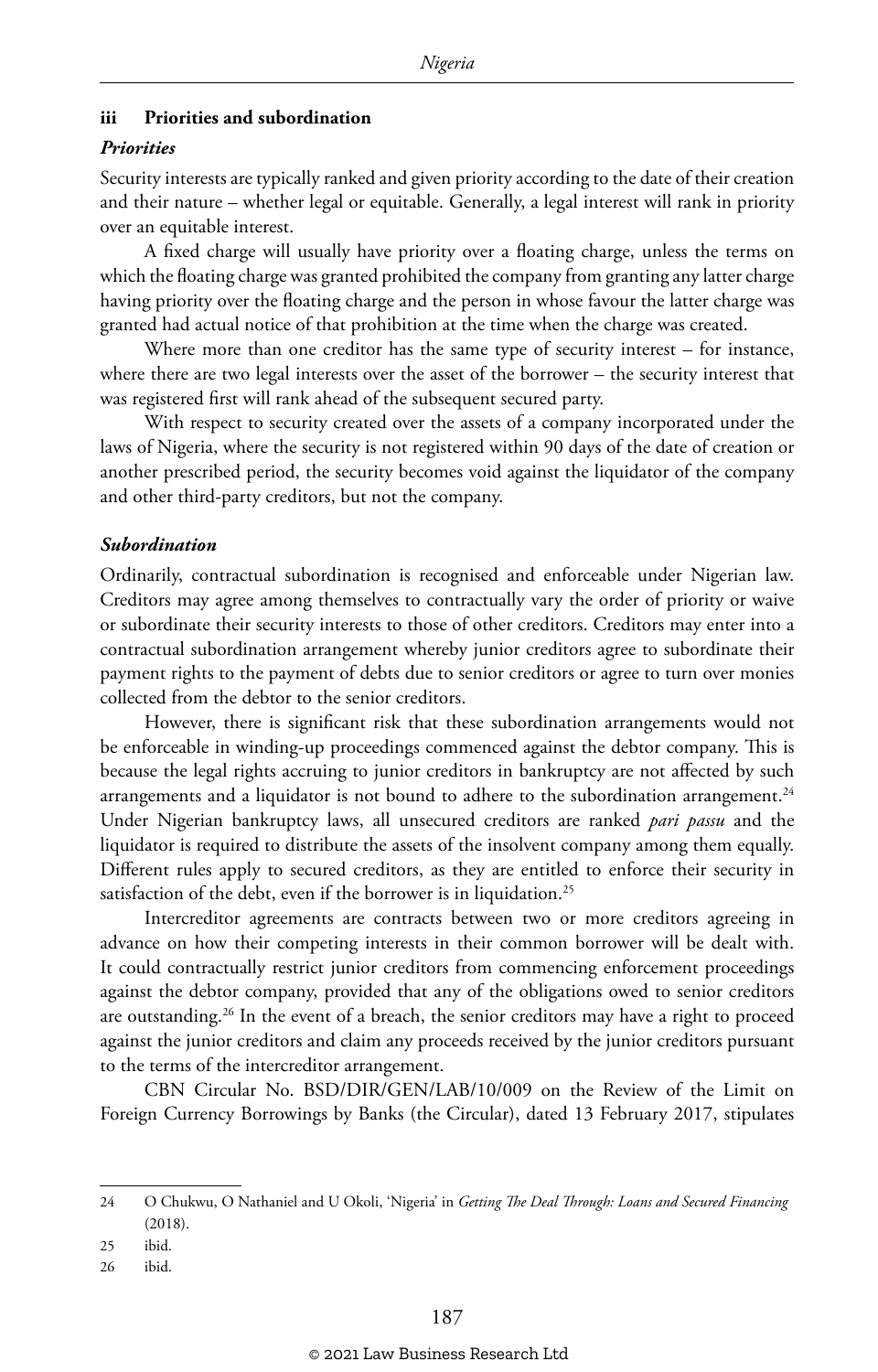### iii Priorities and subordination

#### *Priorities*

Security interests are typically ranked and given priority according to the date of their creation and their nature – whether legal or equitable. Generally, a legal interest will rank in priority over an equitable interest.

A fixed charge will usually have priority over a floating charge, unless the terms on which the floating charge was granted prohibited the company from granting any latter charge having priority over the floating charge and the person in whose favour the latter charge was granted had actual notice of that prohibition at the time when the charge was created.

Where more than one creditor has the same type of security interest – for instance, where there are two legal interests over the asset of the borrower – the security interest that was registered first will rank ahead of the subsequent secured party.

With respect to security created over the assets of a company incorporated under the laws of Nigeria, where the security is not registered within 90 days of the date of creation or another prescribed period, the security becomes void against the liquidator of the company and other third-party creditors, but not the company.

#### *Subordination*

Ordinarily, contractual subordination is recognised and enforceable under Nigerian law. Creditors may agree among themselves to contractually vary the order of priority or waive or subordinate their security interests to those of other creditors. Creditors may enter into a contractual subordination arrangement whereby junior creditors agree to subordinate their payment rights to the payment of debts due to senior creditors or agree to turn over monies collected from the debtor to the senior creditors.

However, there is significant risk that these subordination arrangements would not be enforceable in winding-up proceedings commenced against the debtor company. This is because the legal rights accruing to junior creditors in bankruptcy are not affected by such arrangements and a liquidator is not bound to adhere to the subordination arrangement.[24] Under Nigerian bankruptcy laws, all unsecured creditors are ranked *pari passu* and the liquidator is required to distribute the assets of the insolvent company among them equally. Different rules apply to secured creditors, as they are entitled to enforce their security in satisfaction of the debt, even if the borrower is in liquidation.[25]

Intercreditor agreements are contracts between two or more creditors agreeing in advance on how their competing interests in their common borrower will be dealt with. It could contractually restrict junior creditors from commencing enforcement proceedings against the debtor company, provided that any of the obligations owed to senior creditors are outstanding.[26] In the event of a breach, the senior creditors may have a right to proceed against the junior creditors and claim any proceeds received by the junior creditors pursuant to the terms of the intercreditor arrangement.

CBN Circular No. BSD/DIR/GEN/LAB/10/009 on the Review of the Limit on Foreign Currency Borrowings by Banks (the Circular), dated 13 February 2017, stipulates

---

24 O Chukwu, O Nathaniel and U Okoli, 'Nigeria' in *Getting The Deal Through: Loans and Secured Financing* (2018).

25 ibid.

26 ibid.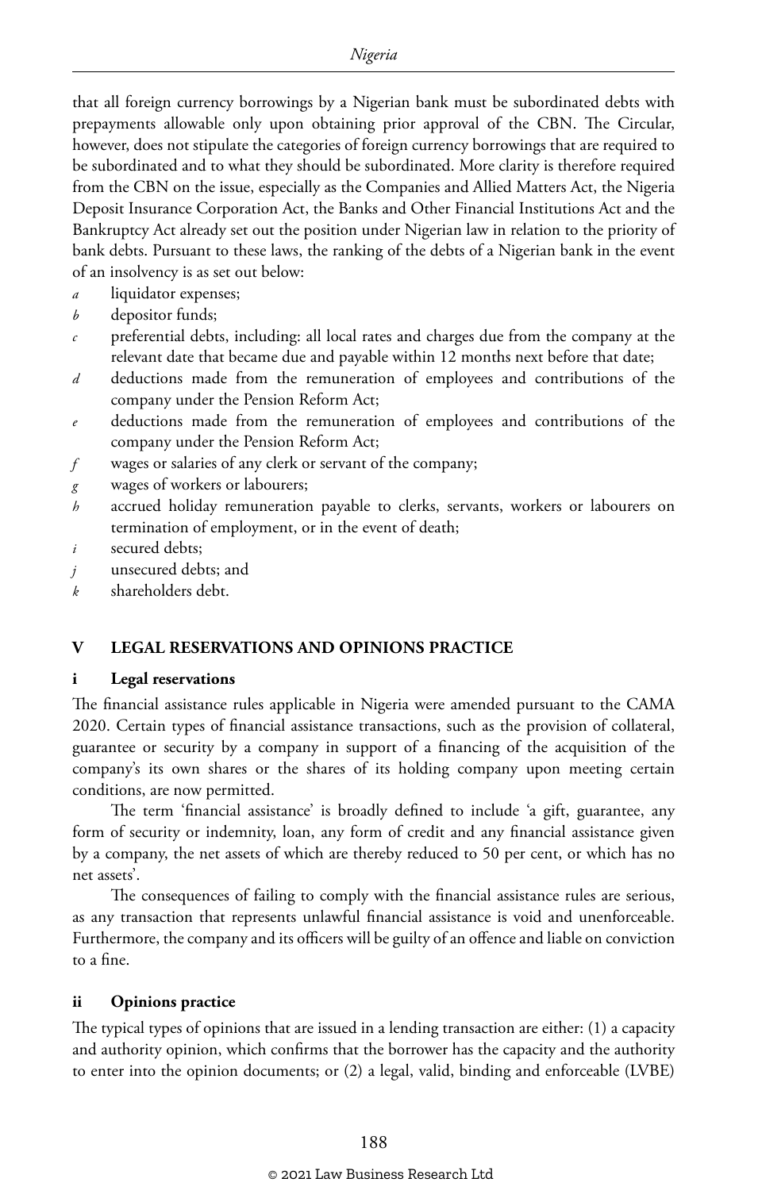that all foreign currency borrowings by a Nigerian bank must be subordinated debts with prepayments allowable only upon obtaining prior approval of the CBN. The Circular, however, does not stipulate the categories of foreign currency borrowings that are required to be subordinated and to what they should be subordinated. More clarity is therefore required from the CBN on the issue, especially as the Companies and Allied Matters Act, the Nigeria Deposit Insurance Corporation Act, the Banks and Other Financial Institutions Act and the Bankruptcy Act already set out the position under Nigerian law in relation to the priority of bank debts. Pursuant to these laws, the ranking of the debts of a Nigerian bank in the event of an insolvency is as set out below:

*a* liquidator expenses;
*b* depositor funds;
*c* preferential debts, including: all local rates and charges due from the company at the relevant date that became due and payable within 12 months next before that date;
*d* deductions made from the remuneration of employees and contributions of the company under the Pension Reform Act;
*e* deductions made from the remuneration of employees and contributions of the company under the Pension Reform Act;
*f* wages or salaries of any clerk or servant of the company;
*g* wages of workers or labourers;
*h* accrued holiday remuneration payable to clerks, servants, workers or labourers on termination of employment, or in the event of death;
*i* secured debts;
*j* unsecured debts; and
*k* shareholders debt.

## V LEGAL RESERVATIONS AND OPINIONS PRACTICE

### i Legal reservations

The financial assistance rules applicable in Nigeria were amended pursuant to the CAMA 2020. Certain types of financial assistance transactions, such as the provision of collateral, guarantee or security by a company in support of a financing of the acquisition of the company's its own shares or the shares of its holding company upon meeting certain conditions, are now permitted.

The term 'financial assistance' is broadly defined to include 'a gift, guarantee, any form of security or indemnity, loan, any form of credit and any financial assistance given by a company, the net assets of which are thereby reduced to 50 per cent, or which has no net assets'.

The consequences of failing to comply with the financial assistance rules are serious, as any transaction that represents unlawful financial assistance is void and unenforceable. Furthermore, the company and its officers will be guilty of an offence and liable on conviction to a fine.

### ii Opinions practice

The typical types of opinions that are issued in a lending transaction are either: (1) a capacity and authority opinion, which confirms that the borrower has the capacity and the authority to enter into the opinion documents; or (2) a legal, valid, binding and enforceable (LVBE)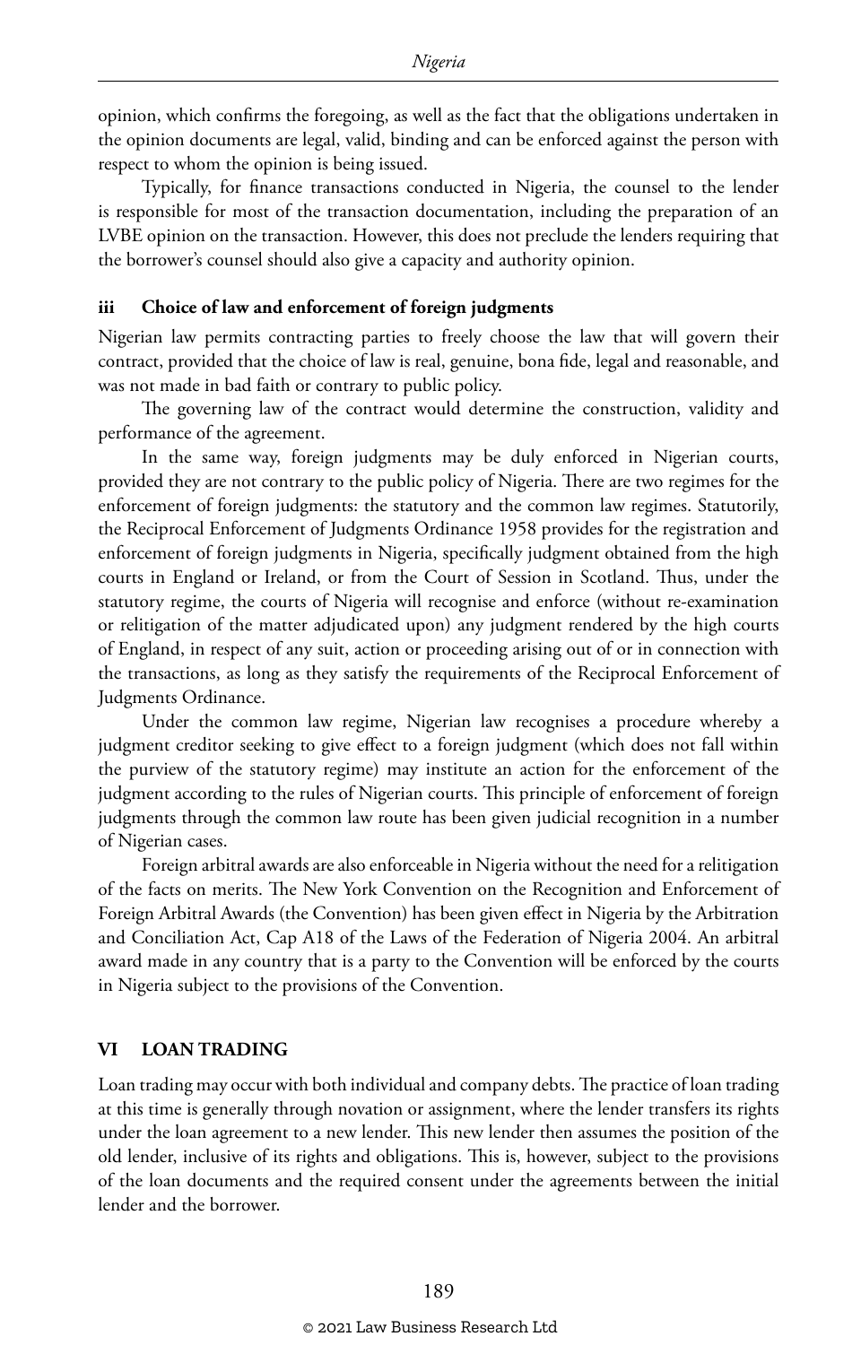opinion, which confirms the foregoing, as well as the fact that the obligations undertaken in the opinion documents are legal, valid, binding and can be enforced against the person with respect to whom the opinion is being issued.

Typically, for finance transactions conducted in Nigeria, the counsel to the lender is responsible for most of the transaction documentation, including the preparation of an LVBE opinion on the transaction. However, this does not preclude the lenders requiring that the borrower's counsel should also give a capacity and authority opinion.

### iii Choice of law and enforcement of foreign judgments

Nigerian law permits contracting parties to freely choose the law that will govern their contract, provided that the choice of law is real, genuine, bona fide, legal and reasonable, and was not made in bad faith or contrary to public policy.

The governing law of the contract would determine the construction, validity and performance of the agreement.

In the same way, foreign judgments may be duly enforced in Nigerian courts, provided they are not contrary to the public policy of Nigeria. There are two regimes for the enforcement of foreign judgments: the statutory and the common law regimes. Statutorily, the Reciprocal Enforcement of Judgments Ordinance 1958 provides for the registration and enforcement of foreign judgments in Nigeria, specifically judgment obtained from the high courts in England or Ireland, or from the Court of Session in Scotland. Thus, under the statutory regime, the courts of Nigeria will recognise and enforce (without re-examination or relitigation of the matter adjudicated upon) any judgment rendered by the high courts of England, in respect of any suit, action or proceeding arising out of or in connection with the transactions, as long as they satisfy the requirements of the Reciprocal Enforcement of Judgments Ordinance.

Under the common law regime, Nigerian law recognises a procedure whereby a judgment creditor seeking to give effect to a foreign judgment (which does not fall within the purview of the statutory regime) may institute an action for the enforcement of the judgment according to the rules of Nigerian courts. This principle of enforcement of foreign judgments through the common law route has been given judicial recognition in a number of Nigerian cases.

Foreign arbitral awards are also enforceable in Nigeria without the need for a relitigation of the facts on merits. The New York Convention on the Recognition and Enforcement of Foreign Arbitral Awards (the Convention) has been given effect in Nigeria by the Arbitration and Conciliation Act, Cap A18 of the Laws of the Federation of Nigeria 2004. An arbitral award made in any country that is a party to the Convention will be enforced by the courts in Nigeria subject to the provisions of the Convention.

## VI LOAN TRADING

Loan trading may occur with both individual and company debts. The practice of loan trading at this time is generally through novation or assignment, where the lender transfers its rights under the loan agreement to a new lender. This new lender then assumes the position of the old lender, inclusive of its rights and obligations. This is, however, subject to the provisions of the loan documents and the required consent under the agreements between the initial lender and the borrower.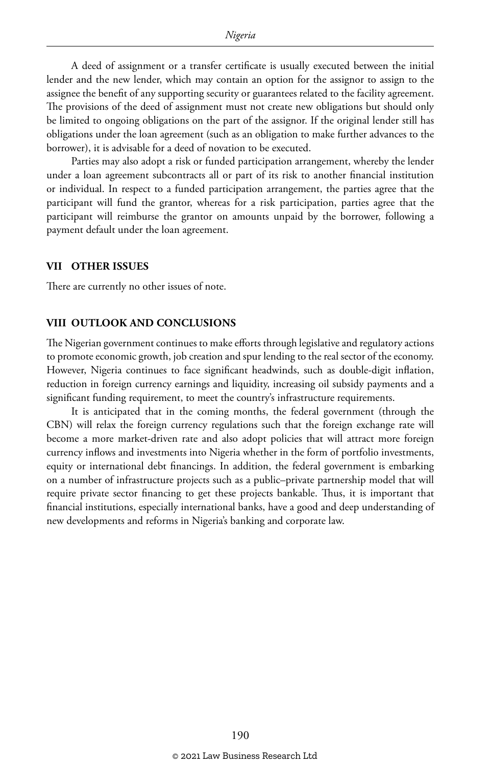A deed of assignment or a transfer certificate is usually executed between the initial lender and the new lender, which may contain an option for the assignor to assign to the assignee the benefit of any supporting security or guarantees related to the facility agreement. The provisions of the deed of assignment must not create new obligations but should only be limited to ongoing obligations on the part of the assignor. If the original lender still has obligations under the loan agreement (such as an obligation to make further advances to the borrower), it is advisable for a deed of novation to be executed.

Parties may also adopt a risk or funded participation arrangement, whereby the lender under a loan agreement subcontracts all or part of its risk to another financial institution or individual. In respect to a funded participation arrangement, the parties agree that the participant will fund the grantor, whereas for a risk participation, parties agree that the participant will reimburse the grantor on amounts unpaid by the borrower, following a payment default under the loan agreement.

## VII OTHER ISSUES

There are currently no other issues of note.

## VIII OUTLOOK AND CONCLUSIONS

The Nigerian government continues to make efforts through legislative and regulatory actions to promote economic growth, job creation and spur lending to the real sector of the economy. However, Nigeria continues to face significant headwinds, such as double-digit inflation, reduction in foreign currency earnings and liquidity, increasing oil subsidy payments and a significant funding requirement, to meet the country's infrastructure requirements.

It is anticipated that in the coming months, the federal government (through the CBN) will relax the foreign currency regulations such that the foreign exchange rate will become a more market-driven rate and also adopt policies that will attract more foreign currency inflows and investments into Nigeria whether in the form of portfolio investments, equity or international debt financings. In addition, the federal government is embarking on a number of infrastructure projects such as a public–private partnership model that will require private sector financing to get these projects bankable. Thus, it is important that financial institutions, especially international banks, have a good and deep understanding of new developments and reforms in Nigeria's banking and corporate law.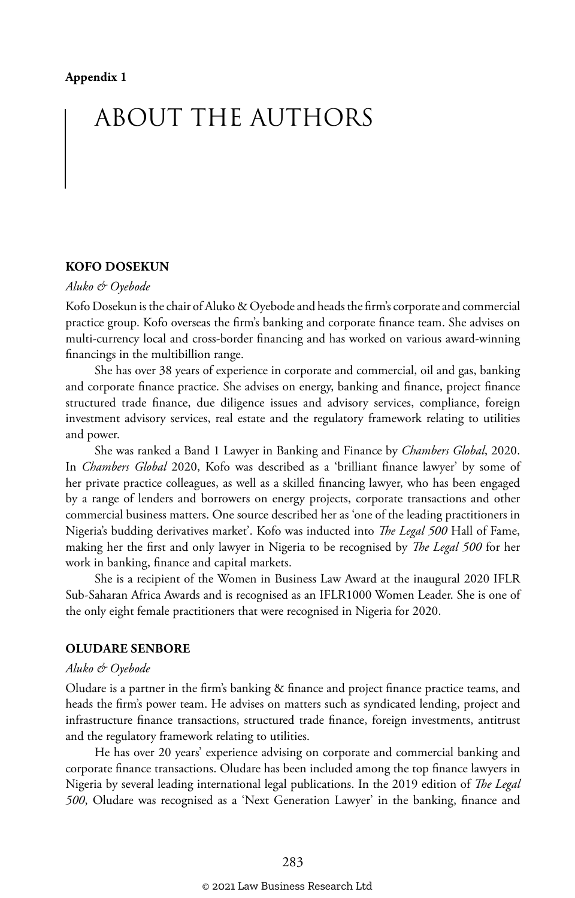**Appendix 1**

# ABOUT THE AUTHORS

## KOFO DOSEKUN

*Aluko & Oyebode*

Kofo Dosekun is the chair of Aluko & Oyebode and heads the firm's corporate and commercial practice group. Kofo overseas the firm's banking and corporate finance team. She advises on multi-currency local and cross-border financing and has worked on various award-winning financings in the multibillion range.

She has over 38 years of experience in corporate and commercial, oil and gas, banking and corporate finance practice. She advises on energy, banking and finance, project finance structured trade finance, due diligence issues and advisory services, compliance, foreign investment advisory services, real estate and the regulatory framework relating to utilities and power.

She was ranked a Band 1 Lawyer in Banking and Finance by *Chambers Global*, 2020. In *Chambers Global* 2020, Kofo was described as a 'brilliant finance lawyer' by some of her private practice colleagues, as well as a skilled financing lawyer, who has been engaged by a range of lenders and borrowers on energy projects, corporate transactions and other commercial business matters. One source described her as 'one of the leading practitioners in Nigeria's budding derivatives market'. Kofo was inducted into *The Legal 500* Hall of Fame, making her the first and only lawyer in Nigeria to be recognised by *The Legal 500* for her work in banking, finance and capital markets.

She is a recipient of the Women in Business Law Award at the inaugural 2020 IFLR Sub-Saharan Africa Awards and is recognised as an IFLR1000 Women Leader. She is one of the only eight female practitioners that were recognised in Nigeria for 2020.

## OLUDARE SENBORE

*Aluko & Oyebode*

Oludare is a partner in the firm's banking & finance and project finance practice teams, and heads the firm's power team. He advises on matters such as syndicated lending, project and infrastructure finance transactions, structured trade finance, foreign investments, antitrust and the regulatory framework relating to utilities.

He has over 20 years' experience advising on corporate and commercial banking and corporate finance transactions. Oludare has been included among the top finance lawyers in Nigeria by several leading international legal publications. In the 2019 edition of *The Legal 500*, Oludare was recognised as a 'Next Generation Lawyer' in the banking, finance and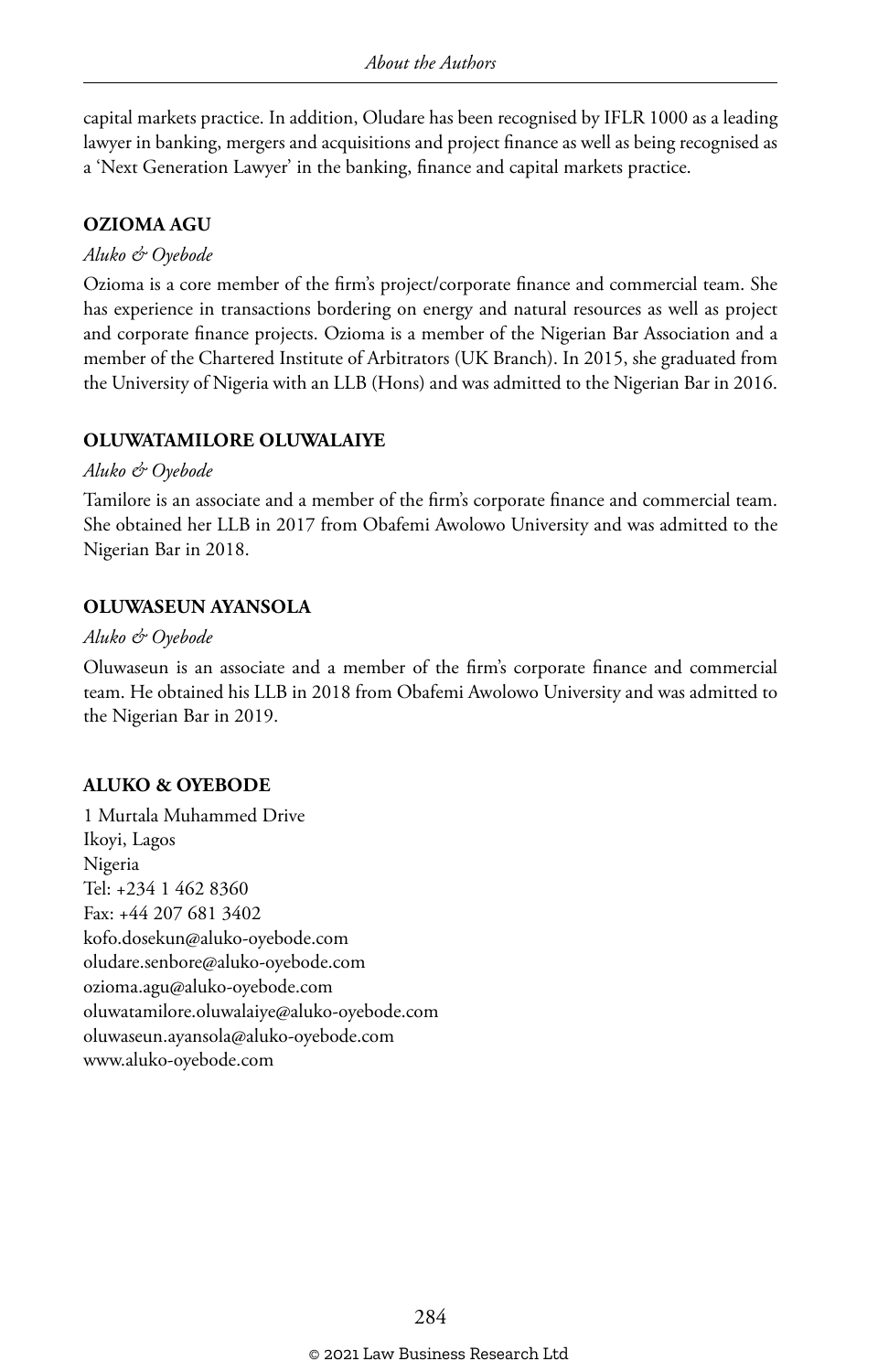capital markets practice. In addition, Oludare has been recognised by IFLR 1000 as a leading lawyer in banking, mergers and acquisitions and project finance as well as being recognised as a 'Next Generation Lawyer' in the banking, finance and capital markets practice.

### OZIOMA AGU

*Aluko & Oyebode*

Ozioma is a core member of the firm's project/corporate finance and commercial team. She has experience in transactions bordering on energy and natural resources as well as project and corporate finance projects. Ozioma is a member of the Nigerian Bar Association and a member of the Chartered Institute of Arbitrators (UK Branch). In 2015, she graduated from the University of Nigeria with an LLB (Hons) and was admitted to the Nigerian Bar in 2016.

### OLUWATAMILORE OLUWALAIYE

*Aluko & Oyebode*

Tamilore is an associate and a member of the firm's corporate finance and commercial team. She obtained her LLB in 2017 from Obafemi Awolowo University and was admitted to the Nigerian Bar in 2018.

### OLUWASEUN AYANSOLA

*Aluko & Oyebode*

Oluwaseun is an associate and a member of the firm's corporate finance and commercial team. He obtained his LLB in 2018 from Obafemi Awolowo University and was admitted to the Nigerian Bar in 2019.

### ALUKO & OYEBODE

1 Murtala Muhammed Drive
Ikoyi, Lagos
Nigeria
Tel: +234 1 462 8360
Fax: +44 207 681 3402
kofo.dosekun@aluko-oyebode.com
oludare.senbore@aluko-oyebode.com
ozioma.agu@aluko-oyebode.com
oluwatamilore.oluwalaiye@aluko-oyebode.com
oluwaseun.ayansola@aluko-oyebode.com
www.aluko-oyebode.com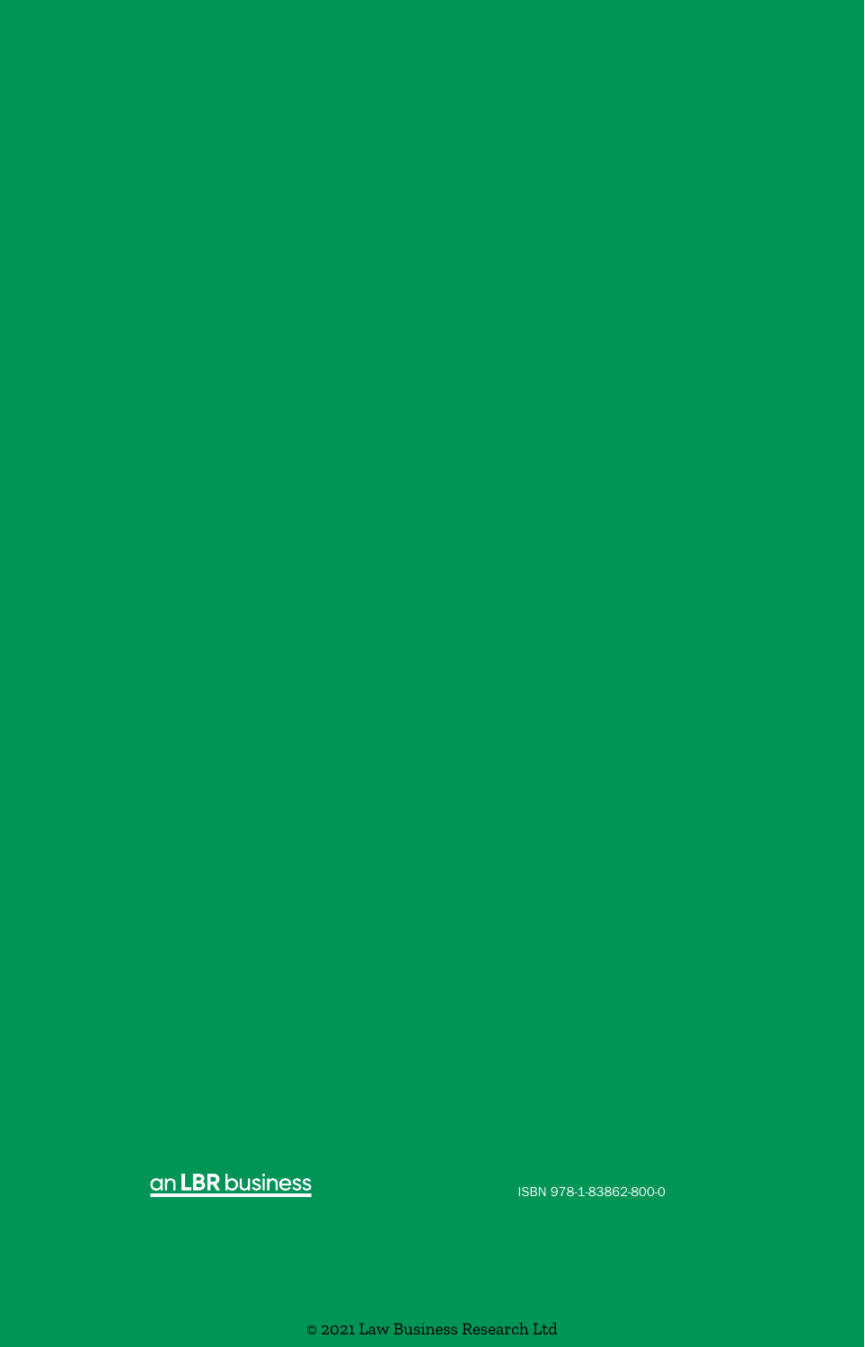an **LBR** business

ISBN 978-1-83862-800-0

© 2021 Law Business Research Ltd